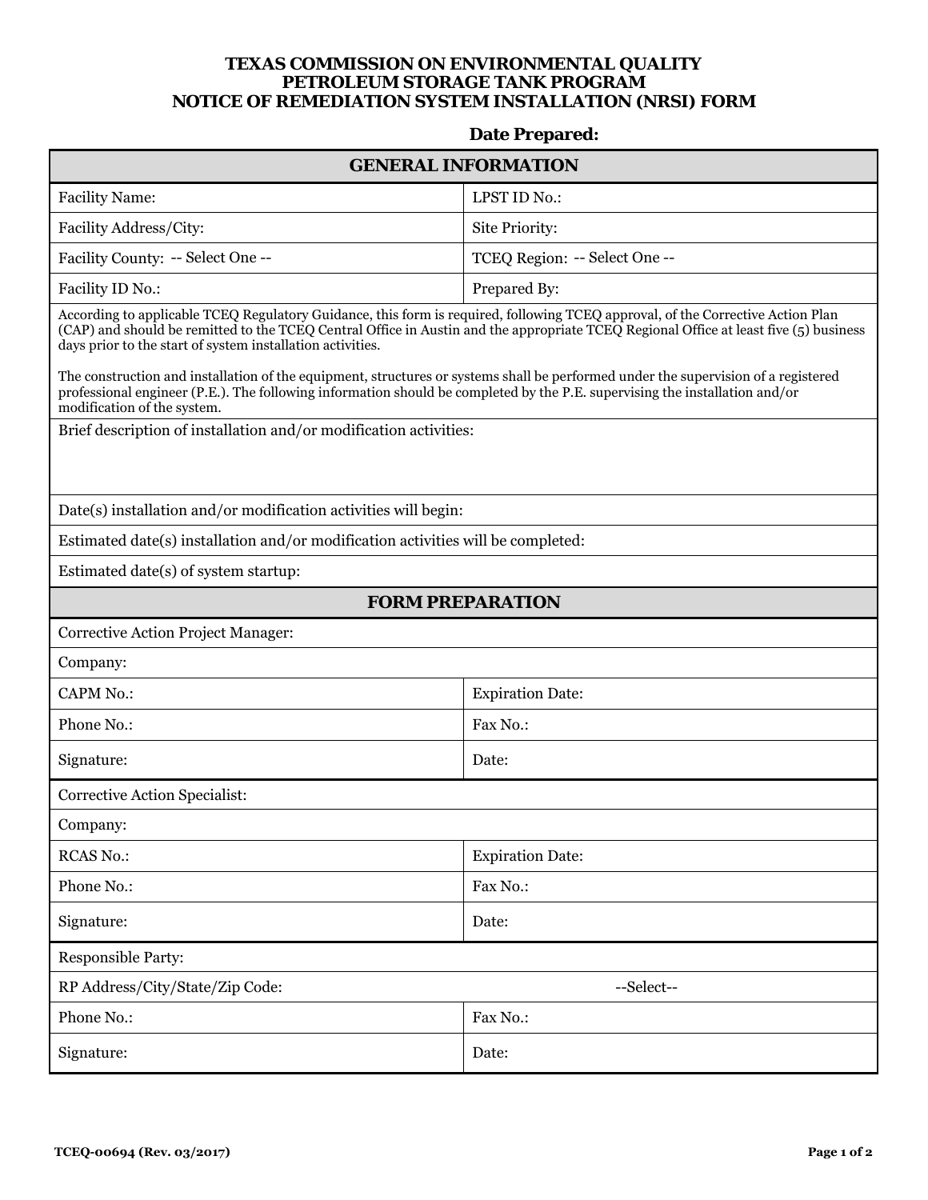# TEXAS COMMISSION ON ENVIRONMENTAL QUALITY
## PETROLEUM STORAGE TANK PROGRAM
## NOTICE OF REMEDIATION SYSTEM INSTALLATION (NRSI) FORM

**Date Prepared:**

| GENERAL INFORMATION | |
|---|---|
| Facility Name: | LPST ID No.: |
| Facility Address/City: | Site Priority: |
| Facility County: -- Select One -- | TCEQ Region: -- Select One -- |
| Facility ID No.: | Prepared By: |

According to applicable TCEQ Regulatory Guidance, this form is required, following TCEQ approval, of the Corrective Action Plan (CAP) and should be remitted to the TCEQ Central Office in Austin and the appropriate TCEQ Regional Office at least five (5) business days prior to the start of system installation activities.

The construction and installation of the equipment, structures or systems shall be performed under the supervision of a registered professional engineer (P.E.). The following information should be completed by the P.E. supervising the installation and/or modification of the system.

Brief description of installation and/or modification activities:

Date(s) installation and/or modification activities will begin:

Estimated date(s) installation and/or modification activities will be completed:

Estimated date(s) of system startup:

| FORM PREPARATION | |
|---|---|
| Corrective Action Project Manager: | |
| Company: | |
| CAPM No.: | Expiration Date: |
| Phone No.: | Fax No.: |
| Signature: | Date: |
| Corrective Action Specialist: | |
| Company: | |
| RCAS No.: | Expiration Date: |
| Phone No.: | Fax No.: |
| Signature: | Date: |
| Responsible Party: | |
| RP Address/City/State/Zip Code: | --Select-- |
| Phone No.: | Fax No.: |
| Signature: | Date: |

TCEQ-00694 (Rev. 03/2017)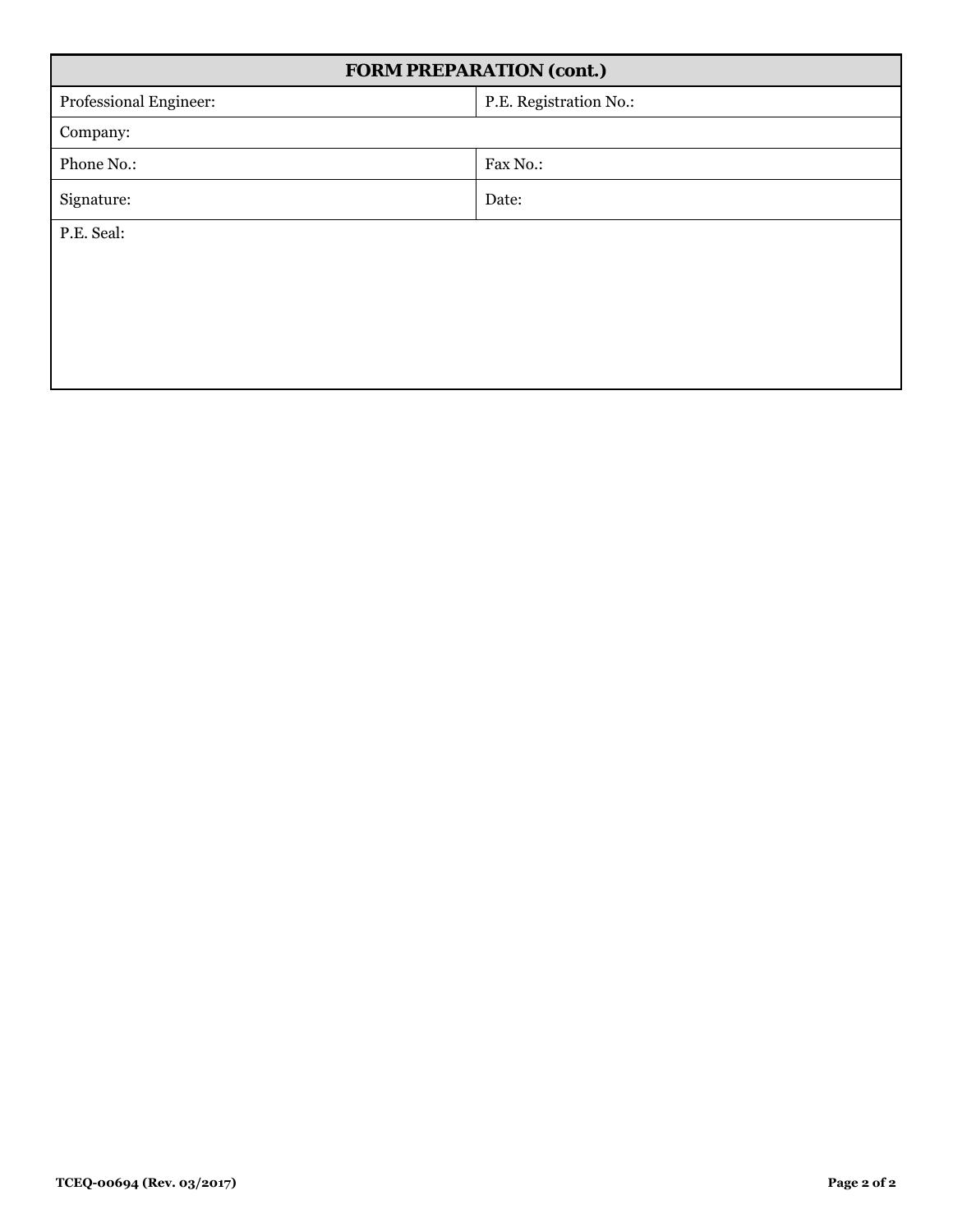| FORM PREPARATION (cont.) | |
|---|---|
| Professional Engineer: | P.E. Registration No.: |
| Company: | |
| Phone No.: | Fax No.: |
| Signature: | Date: |
| P.E. Seal: | |

TCEQ-00694 (Rev. 03/2017)